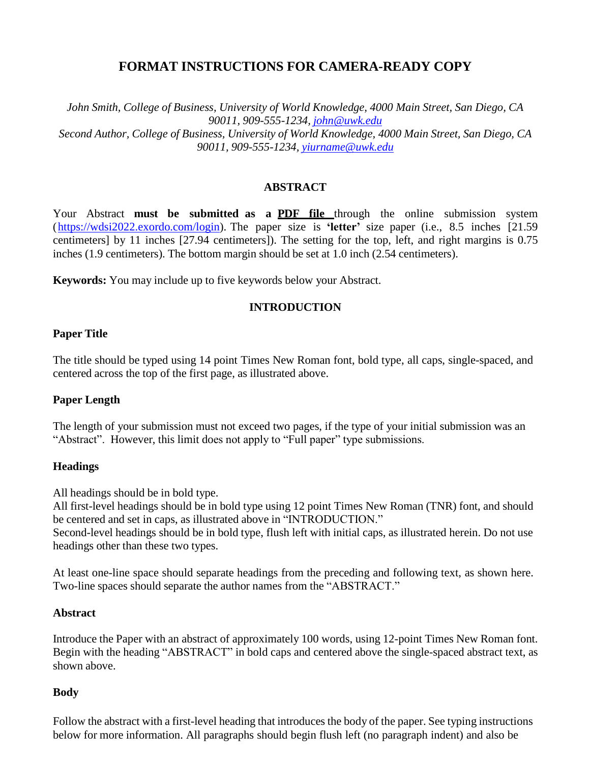# FORMAT INSTRUCTIONS FOR CAMERA-READY COPY

*John Smith, College of Business, University of World Knowledge, 4000 Main Street, San Diego, CA 90011, 909-555-1234, john@uwk.edu*
*Second Author, College of Business, University of World Knowledge, 4000 Main Street, San Diego, CA 90011, 909-555-1234, yiurname@uwk.edu*

## ABSTRACT

Your Abstract **must be submitted as a PDF file** through the online submission system (https://wdsi2022.exordo.com/login). The paper size is **'letter'** size paper (i.e., 8.5 inches [21.59 centimeters] by 11 inches [27.94 centimeters]). The setting for the top, left, and right margins is 0.75 inches (1.9 centimeters). The bottom margin should be set at 1.0 inch (2.54 centimeters).

**Keywords:** You may include up to five keywords below your Abstract.

## INTRODUCTION

### Paper Title

The title should be typed using 14 point Times New Roman font, bold type, all caps, single-spaced, and centered across the top of the first page, as illustrated above.

### Paper Length

The length of your submission must not exceed two pages, if the type of your initial submission was an "Abstract". However, this limit does not apply to "Full paper" type submissions.

### Headings

All headings should be in bold type.
All first-level headings should be in bold type using 12 point Times New Roman (TNR) font, and should be centered and set in caps, as illustrated above in "INTRODUCTION."
Second-level headings should be in bold type, flush left with initial caps, as illustrated herein. Do not use headings other than these two types.

At least one-line space should separate headings from the preceding and following text, as shown here. Two-line spaces should separate the author names from the "ABSTRACT."

### Abstract

Introduce the Paper with an abstract of approximately 100 words, using 12-point Times New Roman font. Begin with the heading "ABSTRACT" in bold caps and centered above the single-spaced abstract text, as shown above.

### Body

Follow the abstract with a first-level heading that introduces the body of the paper. See typing instructions below for more information. All paragraphs should begin flush left (no paragraph indent) and also be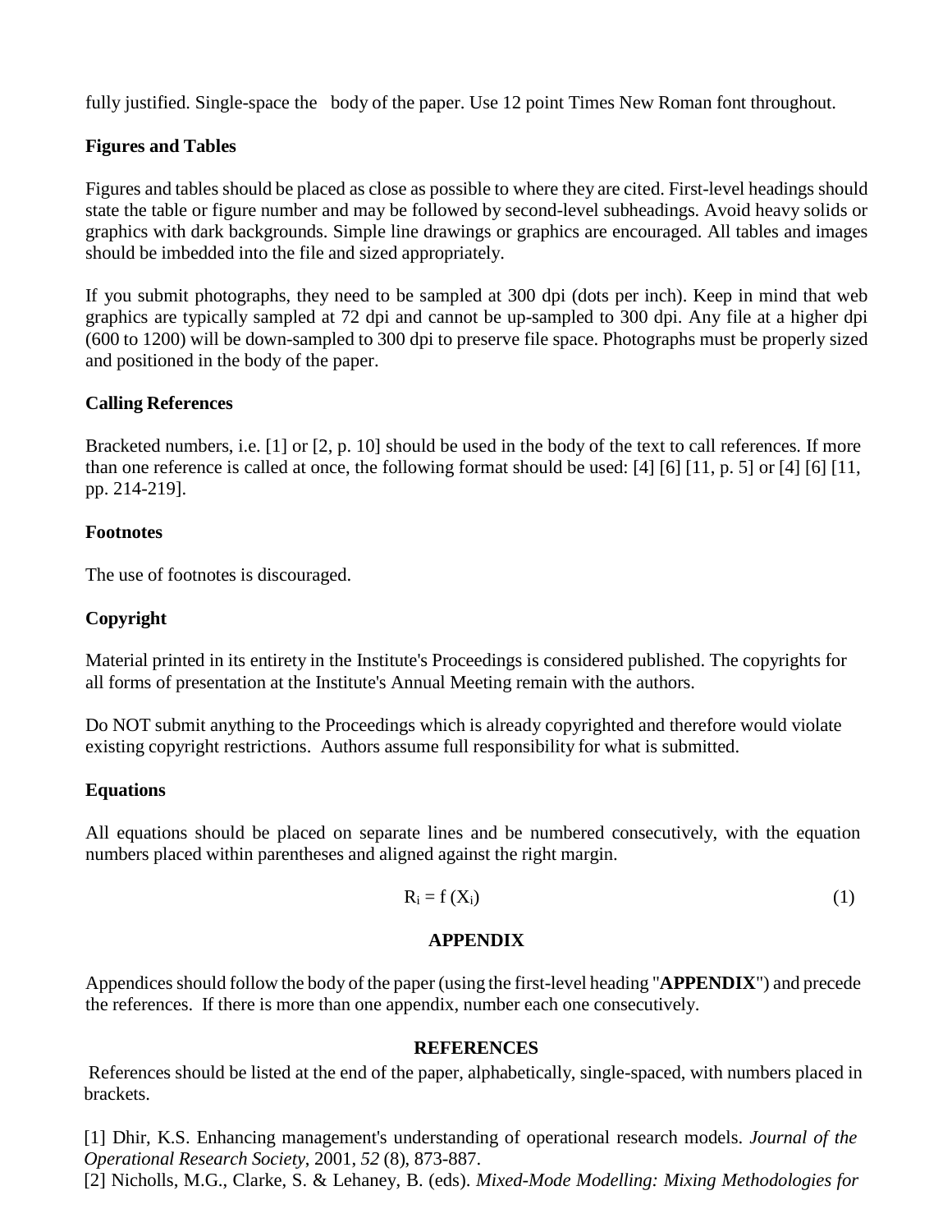fully justified. Single-space the body of the paper. Use 12 point Times New Roman font throughout.

### Figures and Tables

Figures and tables should be placed as close as possible to where they are cited. First-level headings should state the table or figure number and may be followed by second-level subheadings. Avoid heavy solids or graphics with dark backgrounds. Simple line drawings or graphics are encouraged. All tables and images should be imbedded into the file and sized appropriately.

If you submit photographs, they need to be sampled at 300 dpi (dots per inch). Keep in mind that web graphics are typically sampled at 72 dpi and cannot be up-sampled to 300 dpi. Any file at a higher dpi (600 to 1200) will be down-sampled to 300 dpi to preserve file space. Photographs must be properly sized and positioned in the body of the paper.

### Calling References

Bracketed numbers, i.e. [1] or [2, p. 10] should be used in the body of the text to call references. If more than one reference is called at once, the following format should be used: [4] [6] [11, p. 5] or [4] [6] [11, pp. 214-219].

### Footnotes

The use of footnotes is discouraged.

### Copyright

Material printed in its entirety in the Institute's Proceedings is considered published. The copyrights for all forms of presentation at the Institute's Annual Meeting remain with the authors.

Do NOT submit anything to the Proceedings which is already copyrighted and therefore would violate existing copyright restrictions. Authors assume full responsibility for what is submitted.

### Equations

All equations should be placed on separate lines and be numbered consecutively, with the equation numbers placed within parentheses and aligned against the right margin.

$$R_i = f\,(X_i) \tag{1}$$

## APPENDIX

Appendices should follow the body of the paper (using the first-level heading "**APPENDIX**") and precede the references. If there is more than one appendix, number each one consecutively.

## REFERENCES

References should be listed at the end of the paper, alphabetically, single-spaced, with numbers placed in brackets.

[1] Dhir, K.S. Enhancing management's understanding of operational research models. *Journal of the Operational Research Society*, 2001, *52* (8), 873-887.

[2] Nicholls, M.G., Clarke, S. & Lehaney, B. (eds). *Mixed-Mode Modelling: Mixing Methodologies for*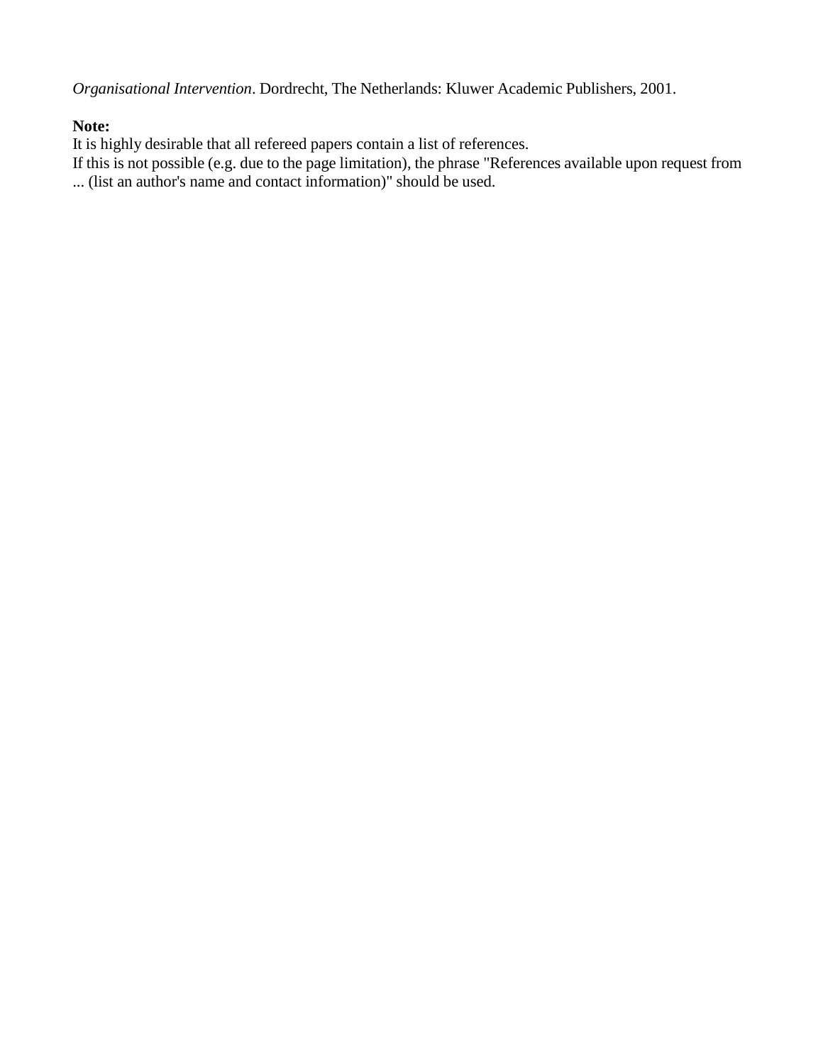*Organisational Intervention*. Dordrecht, The Netherlands: Kluwer Academic Publishers, 2001.

**Note:**
It is highly desirable that all refereed papers contain a list of references.
If this is not possible (e.g. due to the page limitation), the phrase "References available upon request from ... (list an author's name and contact information)" should be used.